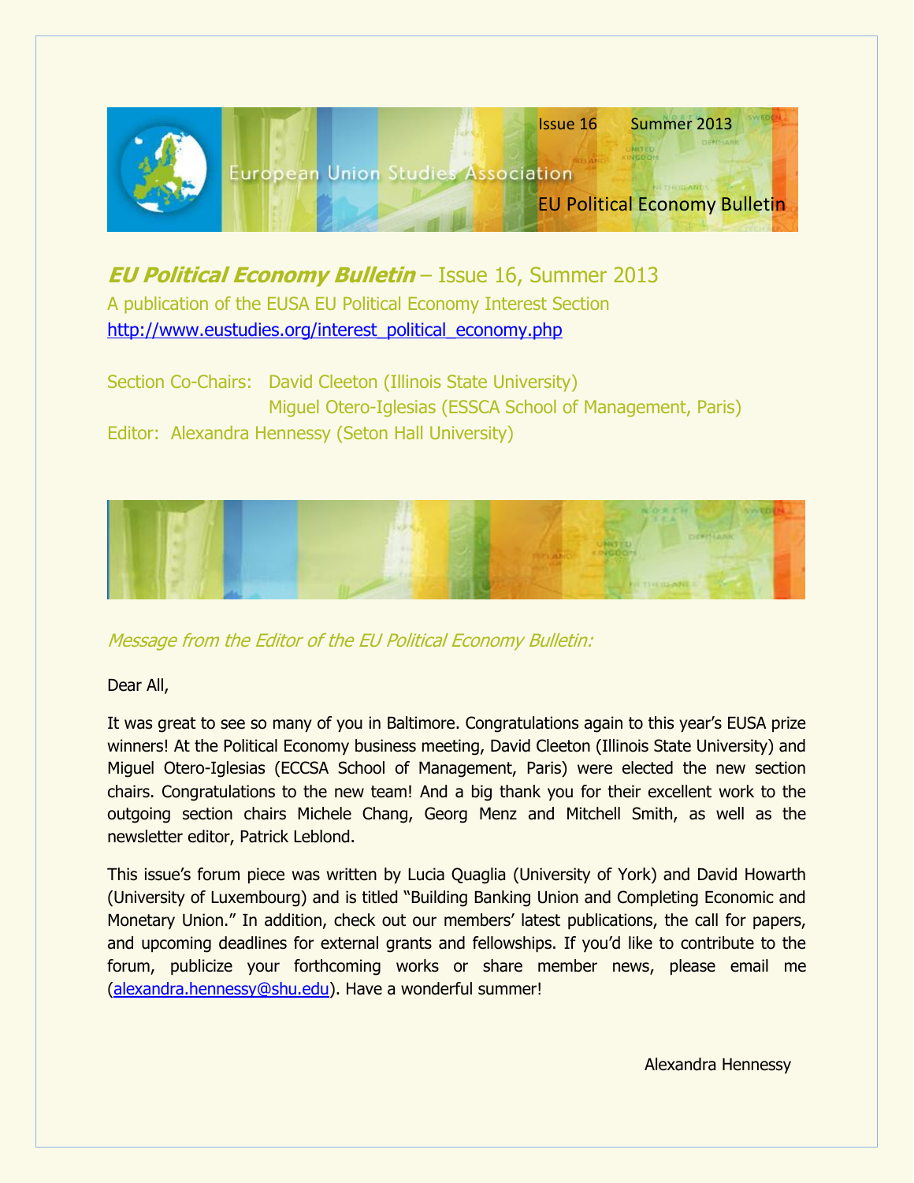Issue 16 Summer 2013

European Union Studies Association

EU Political Economy Bulletin

# *EU Political Economy Bulletin* – Issue 16, Summer 2013

A publication of the EUSA EU Political Economy Interest Section
http://www.eustudies.org/interest_political_economy.php

Section Co-Chairs: David Cleeton (Illinois State University)
Miguel Otero-Iglesias (ESSCA School of Management, Paris)
Editor: Alexandra Hennessy (Seton Hall University)

*Message from the Editor of the EU Political Economy Bulletin:*

Dear All,

It was great to see so many of you in Baltimore. Congratulations again to this year's EUSA prize winners! At the Political Economy business meeting, David Cleeton (Illinois State University) and Miguel Otero-Iglesias (ECCSA School of Management, Paris) were elected the new section chairs. Congratulations to the new team! And a big thank you for their excellent work to the outgoing section chairs Michele Chang, Georg Menz and Mitchell Smith, as well as the newsletter editor, Patrick Leblond.

This issue's forum piece was written by Lucia Quaglia (University of York) and David Howarth (University of Luxembourg) and is titled "Building Banking Union and Completing Economic and Monetary Union." In addition, check out our members' latest publications, the call for papers, and upcoming deadlines for external grants and fellowships. If you'd like to contribute to the forum, publicize your forthcoming works or share member news, please email me (alexandra.hennessy@shu.edu). Have a wonderful summer!

Alexandra Hennessy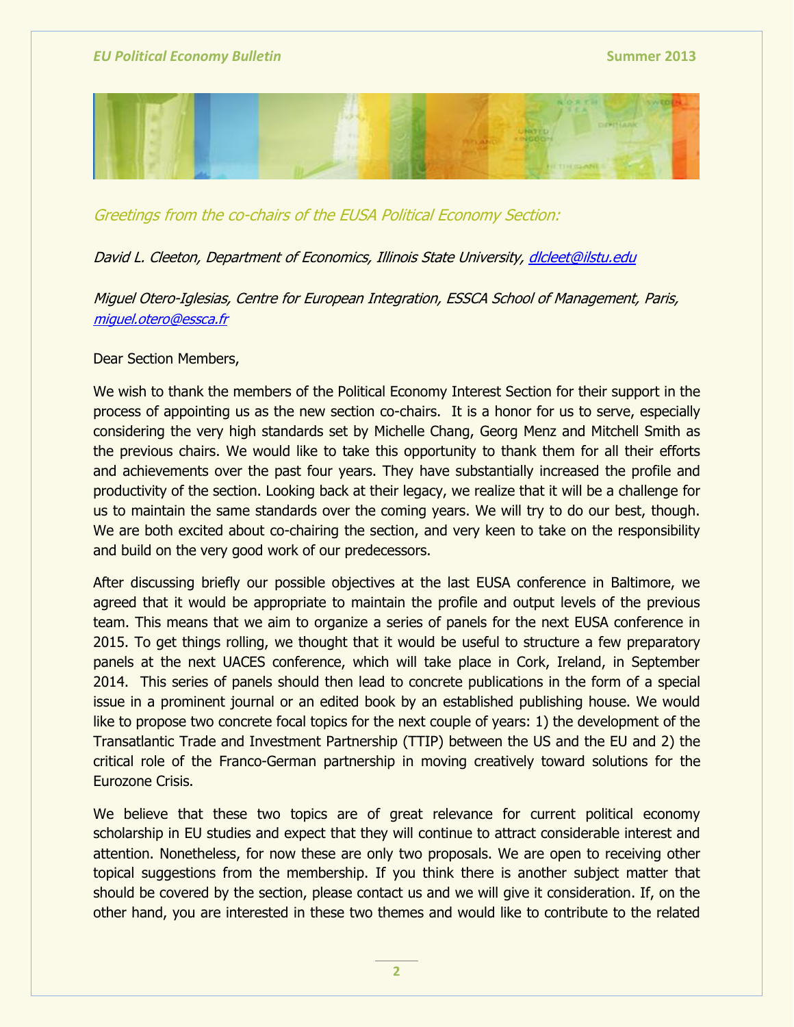*Greetings from the co-chairs of the EUSA Political Economy Section:*

*David L. Cleeton, Department of Economics, Illinois State University, dlcleet@ilstu.edu*

*Miguel Otero-Iglesias, Centre for European Integration, ESSCA School of Management, Paris, miguel.otero@essca.fr*

Dear Section Members,

We wish to thank the members of the Political Economy Interest Section for their support in the process of appointing us as the new section co-chairs. It is a honor for us to serve, especially considering the very high standards set by Michelle Chang, Georg Menz and Mitchell Smith as the previous chairs. We would like to take this opportunity to thank them for all their efforts and achievements over the past four years. They have substantially increased the profile and productivity of the section. Looking back at their legacy, we realize that it will be a challenge for us to maintain the same standards over the coming years. We will try to do our best, though. We are both excited about co-chairing the section, and very keen to take on the responsibility and build on the very good work of our predecessors.

After discussing briefly our possible objectives at the last EUSA conference in Baltimore, we agreed that it would be appropriate to maintain the profile and output levels of the previous team. This means that we aim to organize a series of panels for the next EUSA conference in 2015. To get things rolling, we thought that it would be useful to structure a few preparatory panels at the next UACES conference, which will take place in Cork, Ireland, in September 2014. This series of panels should then lead to concrete publications in the form of a special issue in a prominent journal or an edited book by an established publishing house. We would like to propose two concrete focal topics for the next couple of years: 1) the development of the Transatlantic Trade and Investment Partnership (TTIP) between the US and the EU and 2) the critical role of the Franco-German partnership in moving creatively toward solutions for the Eurozone Crisis.

We believe that these two topics are of great relevance for current political economy scholarship in EU studies and expect that they will continue to attract considerable interest and attention. Nonetheless, for now these are only two proposals. We are open to receiving other topical suggestions from the membership. If you think there is another subject matter that should be covered by the section, please contact us and we will give it consideration. If, on the other hand, you are interested in these two themes and would like to contribute to the related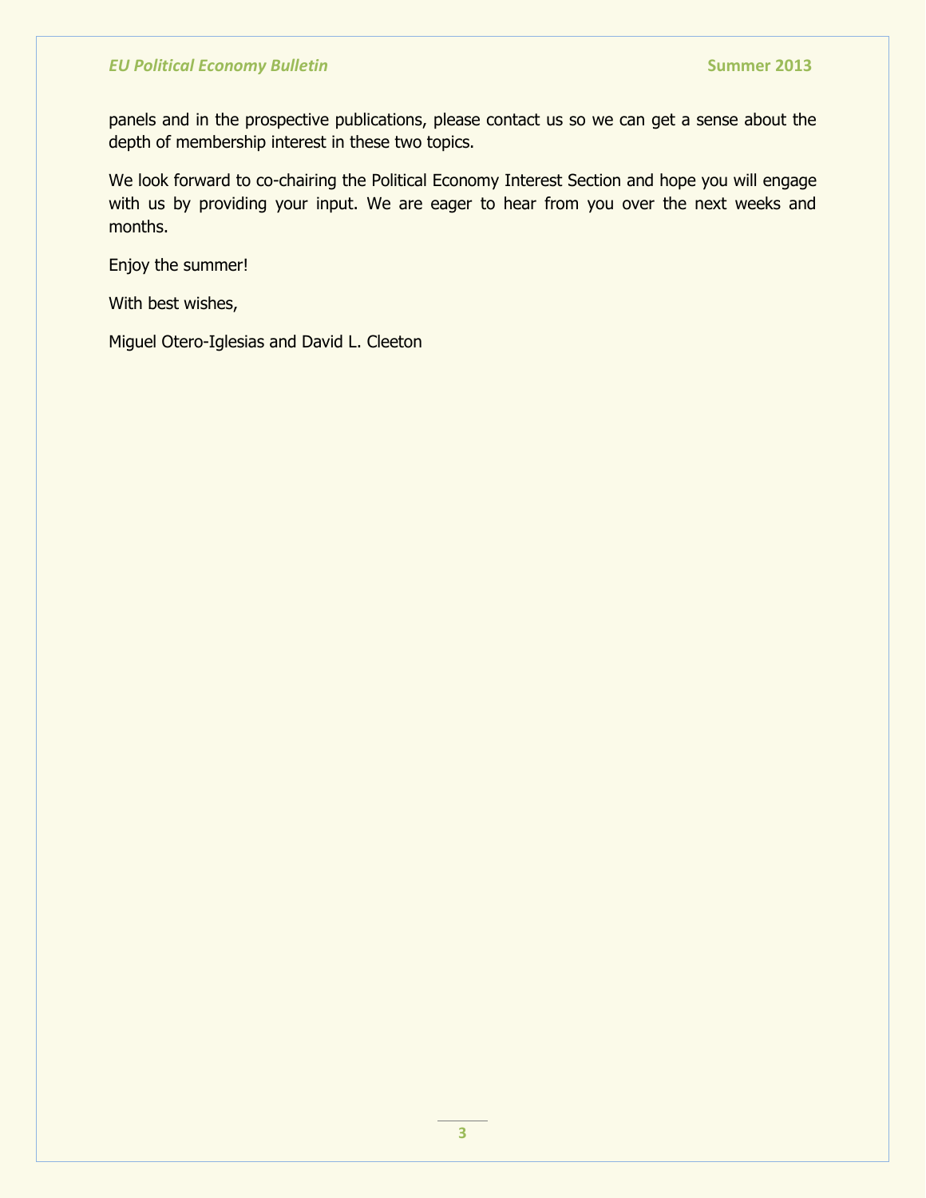panels and in the prospective publications, please contact us so we can get a sense about the depth of membership interest in these two topics.

We look forward to co-chairing the Political Economy Interest Section and hope you will engage with us by providing your input. We are eager to hear from you over the next weeks and months.

Enjoy the summer!

With best wishes,

Miguel Otero-Iglesias and David L. Cleeton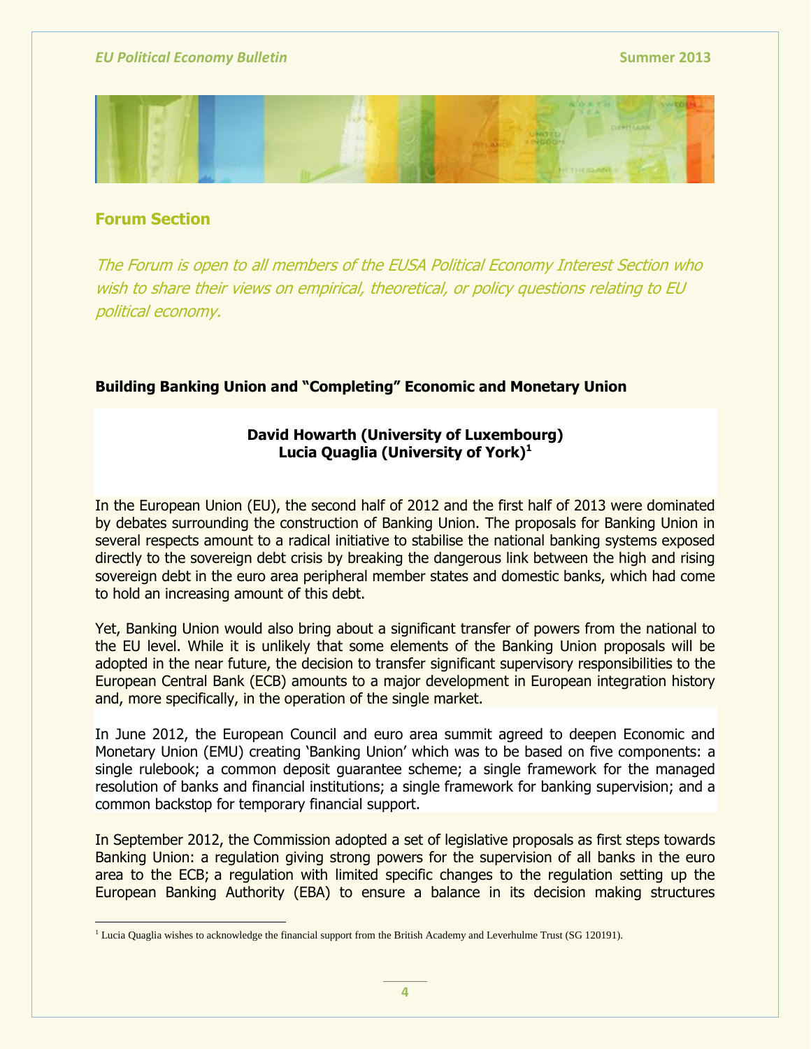## Forum Section

*The Forum is open to all members of the EUSA Political Economy Interest Section who wish to share their views on empirical, theoretical, or policy questions relating to EU political economy.*

### Building Banking Union and "Completing" Economic and Monetary Union

**David Howarth (University of Luxembourg)**
**Lucia Quaglia (University of York)[1]**

In the European Union (EU), the second half of 2012 and the first half of 2013 were dominated by debates surrounding the construction of Banking Union. The proposals for Banking Union in several respects amount to a radical initiative to stabilise the national banking systems exposed directly to the sovereign debt crisis by breaking the dangerous link between the high and rising sovereign debt in the euro area peripheral member states and domestic banks, which had come to hold an increasing amount of this debt.

Yet, Banking Union would also bring about a significant transfer of powers from the national to the EU level. While it is unlikely that some elements of the Banking Union proposals will be adopted in the near future, the decision to transfer significant supervisory responsibilities to the European Central Bank (ECB) amounts to a major development in European integration history and, more specifically, in the operation of the single market.

In June 2012, the European Council and euro area summit agreed to deepen Economic and Monetary Union (EMU) creating 'Banking Union' which was to be based on five components: a single rulebook; a common deposit guarantee scheme; a single framework for the managed resolution of banks and financial institutions; a single framework for banking supervision; and a common backstop for temporary financial support.

In September 2012, the Commission adopted a set of legislative proposals as first steps towards Banking Union: a regulation giving strong powers for the supervision of all banks in the euro area to the ECB; a regulation with limited specific changes to the regulation setting up the European Banking Authority (EBA) to ensure a balance in its decision making structures

---

[1] Lucia Quaglia wishes to acknowledge the financial support from the British Academy and Leverhulme Trust (SG 120191).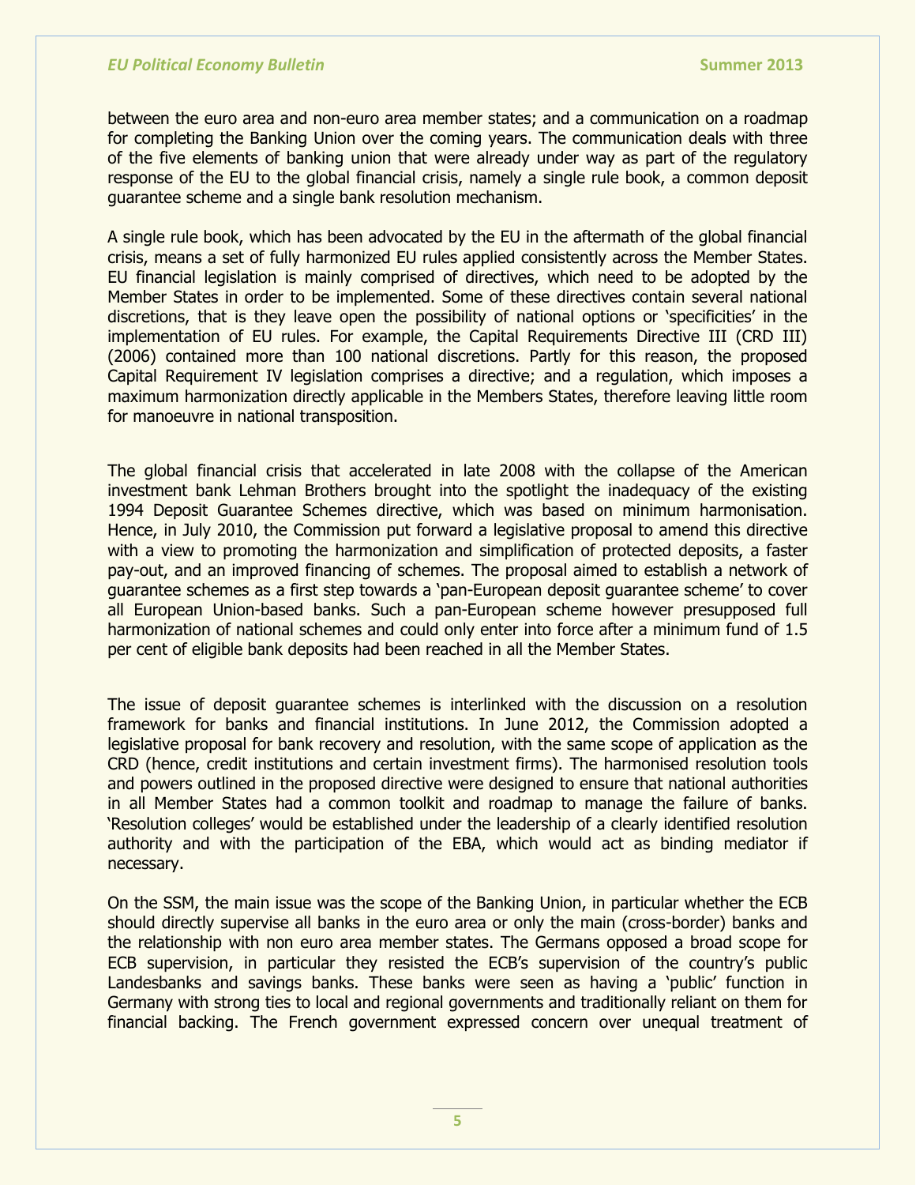between the euro area and non-euro area member states; and a communication on a roadmap for completing the Banking Union over the coming years. The communication deals with three of the five elements of banking union that were already under way as part of the regulatory response of the EU to the global financial crisis, namely a single rule book, a common deposit guarantee scheme and a single bank resolution mechanism.

A single rule book, which has been advocated by the EU in the aftermath of the global financial crisis, means a set of fully harmonized EU rules applied consistently across the Member States. EU financial legislation is mainly comprised of directives, which need to be adopted by the Member States in order to be implemented. Some of these directives contain several national discretions, that is they leave open the possibility of national options or 'specificities' in the implementation of EU rules. For example, the Capital Requirements Directive III (CRD III) (2006) contained more than 100 national discretions. Partly for this reason, the proposed Capital Requirement IV legislation comprises a directive; and a regulation, which imposes a maximum harmonization directly applicable in the Members States, therefore leaving little room for manoeuvre in national transposition.

The global financial crisis that accelerated in late 2008 with the collapse of the American investment bank Lehman Brothers brought into the spotlight the inadequacy of the existing 1994 Deposit Guarantee Schemes directive, which was based on minimum harmonisation. Hence, in July 2010, the Commission put forward a legislative proposal to amend this directive with a view to promoting the harmonization and simplification of protected deposits, a faster pay-out, and an improved financing of schemes. The proposal aimed to establish a network of guarantee schemes as a first step towards a 'pan-European deposit guarantee scheme' to cover all European Union-based banks. Such a pan-European scheme however presupposed full harmonization of national schemes and could only enter into force after a minimum fund of 1.5 per cent of eligible bank deposits had been reached in all the Member States.

The issue of deposit guarantee schemes is interlinked with the discussion on a resolution framework for banks and financial institutions. In June 2012, the Commission adopted a legislative proposal for bank recovery and resolution, with the same scope of application as the CRD (hence, credit institutions and certain investment firms). The harmonised resolution tools and powers outlined in the proposed directive were designed to ensure that national authorities in all Member States had a common toolkit and roadmap to manage the failure of banks. 'Resolution colleges' would be established under the leadership of a clearly identified resolution authority and with the participation of the EBA, which would act as binding mediator if necessary.

On the SSM, the main issue was the scope of the Banking Union, in particular whether the ECB should directly supervise all banks in the euro area or only the main (cross-border) banks and the relationship with non euro area member states. The Germans opposed a broad scope for ECB supervision, in particular they resisted the ECB's supervision of the country's public Landesbanks and savings banks. These banks were seen as having a 'public' function in Germany with strong ties to local and regional governments and traditionally reliant on them for financial backing. The French government expressed concern over unequal treatment of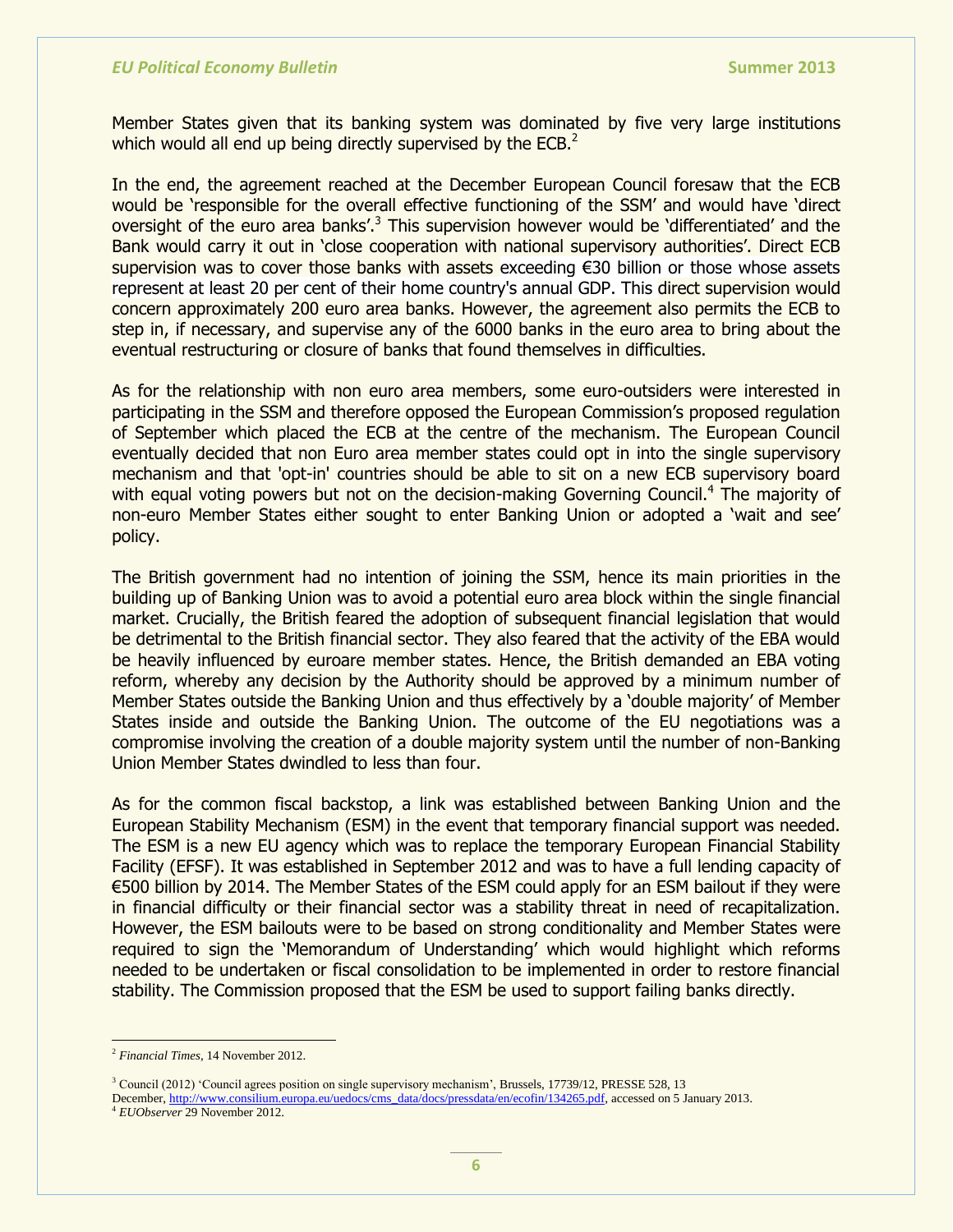Member States given that its banking system was dominated by five very large institutions which would all end up being directly supervised by the ECB.[2]

In the end, the agreement reached at the December European Council foresaw that the ECB would be 'responsible for the overall effective functioning of the SSM' and would have 'direct oversight of the euro area banks'.[3] This supervision however would be 'differentiated' and the Bank would carry it out in 'close cooperation with national supervisory authorities'. Direct ECB supervision was to cover those banks with assets exceeding €30 billion or those whose assets represent at least 20 per cent of their home country's annual GDP. This direct supervision would concern approximately 200 euro area banks. However, the agreement also permits the ECB to step in, if necessary, and supervise any of the 6000 banks in the euro area to bring about the eventual restructuring or closure of banks that found themselves in difficulties.

As for the relationship with non euro area members, some euro-outsiders were interested in participating in the SSM and therefore opposed the European Commission's proposed regulation of September which placed the ECB at the centre of the mechanism. The European Council eventually decided that non Euro area member states could opt in into the single supervisory mechanism and that 'opt-in' countries should be able to sit on a new ECB supervisory board with equal voting powers but not on the decision-making Governing Council.[4] The majority of non-euro Member States either sought to enter Banking Union or adopted a 'wait and see' policy.

The British government had no intention of joining the SSM, hence its main priorities in the building up of Banking Union was to avoid a potential euro area block within the single financial market. Crucially, the British feared the adoption of subsequent financial legislation that would be detrimental to the British financial sector. They also feared that the activity of the EBA would be heavily influenced by euroare member states. Hence, the British demanded an EBA voting reform, whereby any decision by the Authority should be approved by a minimum number of Member States outside the Banking Union and thus effectively by a 'double majority' of Member States inside and outside the Banking Union. The outcome of the EU negotiations was a compromise involving the creation of a double majority system until the number of non-Banking Union Member States dwindled to less than four.

As for the common fiscal backstop, a link was established between Banking Union and the European Stability Mechanism (ESM) in the event that temporary financial support was needed. The ESM is a new EU agency which was to replace the temporary European Financial Stability Facility (EFSF). It was established in September 2012 and was to have a full lending capacity of €500 billion by 2014. The Member States of the ESM could apply for an ESM bailout if they were in financial difficulty or their financial sector was a stability threat in need of recapitalization. However, the ESM bailouts were to be based on strong conditionality and Member States were required to sign the 'Memorandum of Understanding' which would highlight which reforms needed to be undertaken or fiscal consolidation to be implemented in order to restore financial stability. The Commission proposed that the ESM be used to support failing banks directly.

---

[2] *Financial Times*, 14 November 2012.

[3] Council (2012) 'Council agrees position on single supervisory mechanism', Brussels, 17739/12, PRESSE 528, 13 December, http://www.consilium.europa.eu/uedocs/cms_data/docs/pressdata/en/ecofin/134265.pdf, accessed on 5 January 2013.

[4] *EUObserver* 29 November 2012.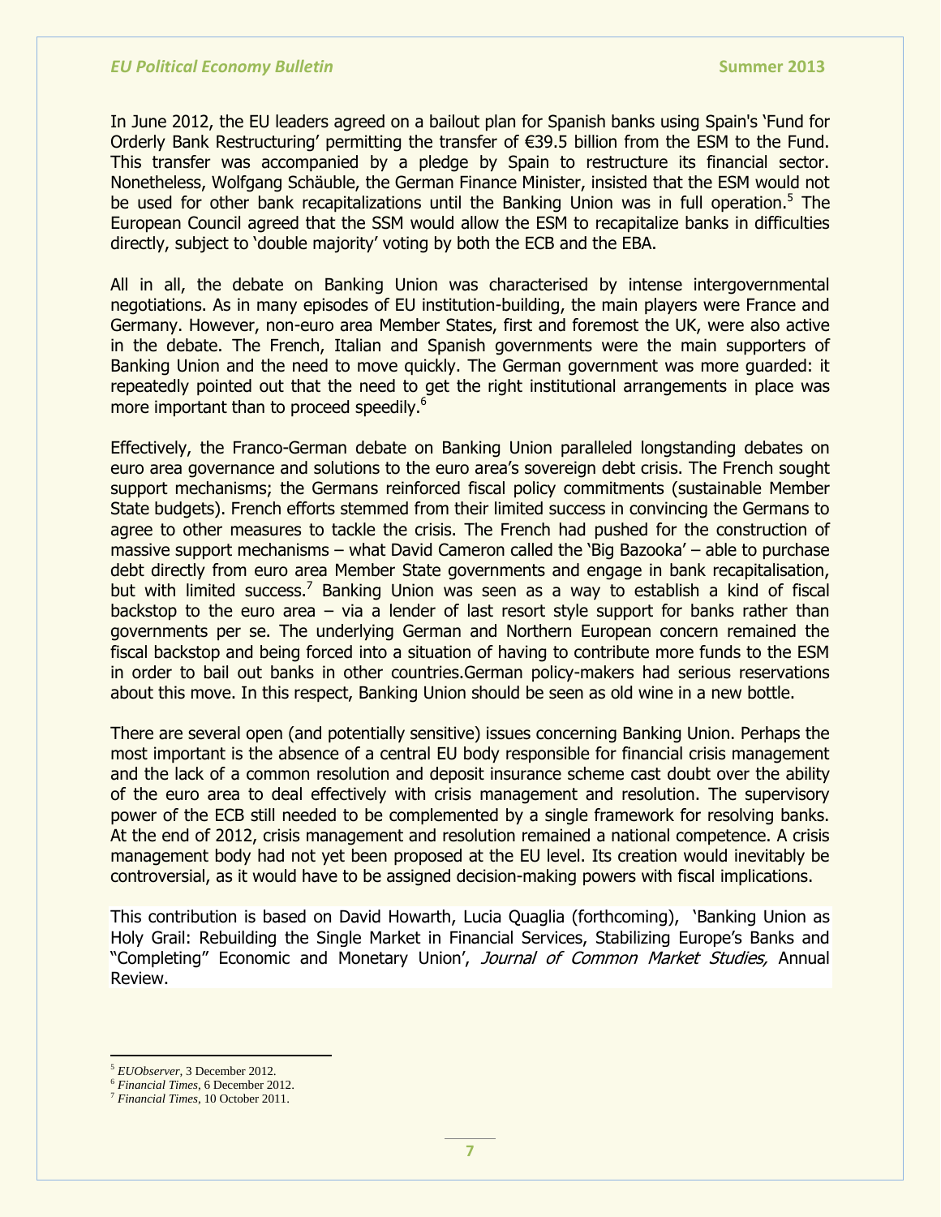In June 2012, the EU leaders agreed on a bailout plan for Spanish banks using Spain's 'Fund for Orderly Bank Restructuring' permitting the transfer of €39.5 billion from the ESM to the Fund. This transfer was accompanied by a pledge by Spain to restructure its financial sector. Nonetheless, Wolfgang Schäuble, the German Finance Minister, insisted that the ESM would not be used for other bank recapitalizations until the Banking Union was in full operation.[5] The European Council agreed that the SSM would allow the ESM to recapitalize banks in difficulties directly, subject to 'double majority' voting by both the ECB and the EBA.

All in all, the debate on Banking Union was characterised by intense intergovernmental negotiations. As in many episodes of EU institution-building, the main players were France and Germany. However, non-euro area Member States, first and foremost the UK, were also active in the debate. The French, Italian and Spanish governments were the main supporters of Banking Union and the need to move quickly. The German government was more guarded: it repeatedly pointed out that the need to get the right institutional arrangements in place was more important than to proceed speedily.[6]

Effectively, the Franco-German debate on Banking Union paralleled longstanding debates on euro area governance and solutions to the euro area's sovereign debt crisis. The French sought support mechanisms; the Germans reinforced fiscal policy commitments (sustainable Member State budgets). French efforts stemmed from their limited success in convincing the Germans to agree to other measures to tackle the crisis. The French had pushed for the construction of massive support mechanisms – what David Cameron called the 'Big Bazooka' – able to purchase debt directly from euro area Member State governments and engage in bank recapitalisation, but with limited success.[7] Banking Union was seen as a way to establish a kind of fiscal backstop to the euro area – via a lender of last resort style support for banks rather than governments per se. The underlying German and Northern European concern remained the fiscal backstop and being forced into a situation of having to contribute more funds to the ESM in order to bail out banks in other countries.German policy-makers had serious reservations about this move. In this respect, Banking Union should be seen as old wine in a new bottle.

There are several open (and potentially sensitive) issues concerning Banking Union. Perhaps the most important is the absence of a central EU body responsible for financial crisis management and the lack of a common resolution and deposit insurance scheme cast doubt over the ability of the euro area to deal effectively with crisis management and resolution. The supervisory power of the ECB still needed to be complemented by a single framework for resolving banks. At the end of 2012, crisis management and resolution remained a national competence. A crisis management body had not yet been proposed at the EU level. Its creation would inevitably be controversial, as it would have to be assigned decision-making powers with fiscal implications.

This contribution is based on David Howarth, Lucia Quaglia (forthcoming), 'Banking Union as Holy Grail: Rebuilding the Single Market in Financial Services, Stabilizing Europe's Banks and "Completing" Economic and Monetary Union', *Journal of Common Market Studies,* Annual Review.

---

[5] *EUObserver*, 3 December 2012.

[6] *Financial Times*, 6 December 2012.

[7] *Financial Times*, 10 October 2011.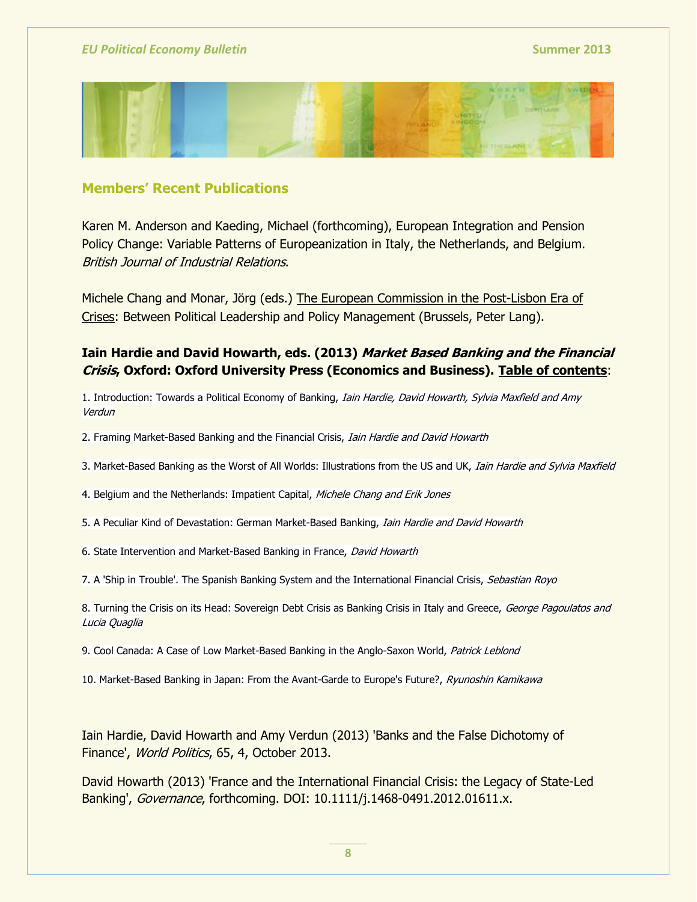## Members' Recent Publications

Karen M. Anderson and Kaeding, Michael (forthcoming), European Integration and Pension Policy Change: Variable Patterns of Europeanization in Italy, the Netherlands, and Belgium. *British Journal of Industrial Relations*.

Michele Chang and Monar, Jörg (eds.) The European Commission in the Post-Lisbon Era of Crises: Between Political Leadership and Policy Management (Brussels, Peter Lang).

**Iain Hardie and David Howarth, eds. (2013) *Market Based Banking and the Financial Crisis*, Oxford: Oxford University Press (Economics and Business). Table of contents**:

1. Introduction: Towards a Political Economy of Banking, *Iain Hardie, David Howarth, Sylvia Maxfield and Amy Verdun*

2. Framing Market-Based Banking and the Financial Crisis, *Iain Hardie and David Howarth*

3. Market-Based Banking as the Worst of All Worlds: Illustrations from the US and UK, *Iain Hardie and Sylvia Maxfield*

4. Belgium and the Netherlands: Impatient Capital, *Michele Chang and Erik Jones*

5. A Peculiar Kind of Devastation: German Market-Based Banking, *Iain Hardie and David Howarth*

6. State Intervention and Market-Based Banking in France, *David Howarth*

7. A 'Ship in Trouble'. The Spanish Banking System and the International Financial Crisis, *Sebastian Royo*

8. Turning the Crisis on its Head: Sovereign Debt Crisis as Banking Crisis in Italy and Greece, *George Pagoulatos and Lucia Quaglia*

9. Cool Canada: A Case of Low Market-Based Banking in the Anglo-Saxon World, *Patrick Leblond*

10. Market-Based Banking in Japan: From the Avant-Garde to Europe's Future?, *Ryunoshin Kamikawa*

Iain Hardie, David Howarth and Amy Verdun (2013) 'Banks and the False Dichotomy of Finance', *World Politics*, 65, 4, October 2013.

David Howarth (2013) 'France and the International Financial Crisis: the Legacy of State-Led Banking', *Governance*, forthcoming. DOI: 10.1111/j.1468-0491.2012.01611.x.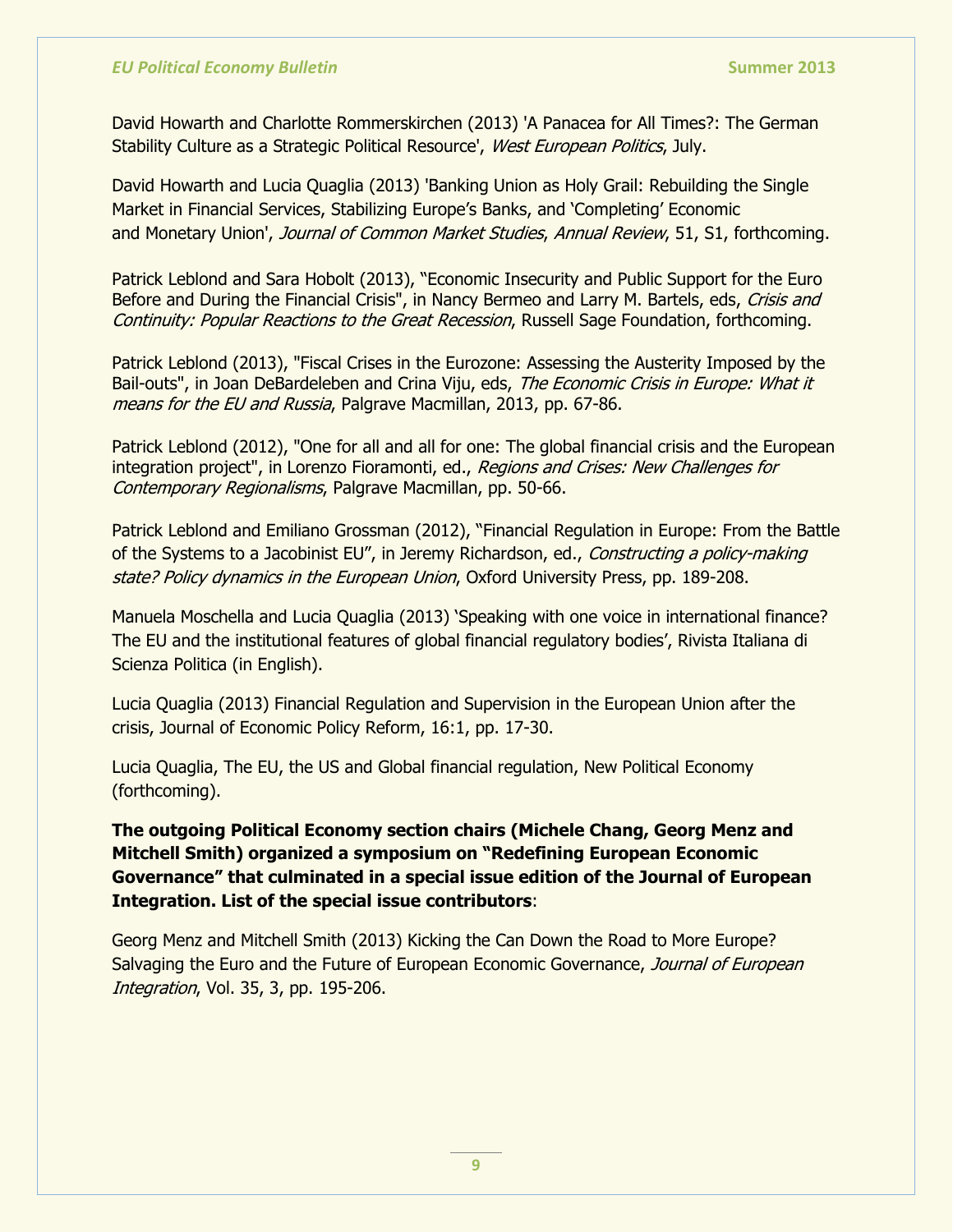David Howarth and Charlotte Rommerskirchen (2013) 'A Panacea for All Times?: The German Stability Culture as a Strategic Political Resource', *West European Politics*, July.

David Howarth and Lucia Quaglia (2013) 'Banking Union as Holy Grail: Rebuilding the Single Market in Financial Services, Stabilizing Europe's Banks, and 'Completing' Economic and Monetary Union', *Journal of Common Market Studies*, *Annual Review*, 51, S1, forthcoming.

Patrick Leblond and Sara Hobolt (2013), "Economic Insecurity and Public Support for the Euro Before and During the Financial Crisis", in Nancy Bermeo and Larry M. Bartels, eds, *Crisis and Continuity: Popular Reactions to the Great Recession*, Russell Sage Foundation, forthcoming.

Patrick Leblond (2013), "Fiscal Crises in the Eurozone: Assessing the Austerity Imposed by the Bail-outs", in Joan DeBardeleben and Crina Viju, eds, *The Economic Crisis in Europe: What it means for the EU and Russia*, Palgrave Macmillan, 2013, pp. 67-86.

Patrick Leblond (2012), "One for all and all for one: The global financial crisis and the European integration project", in Lorenzo Fioramonti, ed., *Regions and Crises: New Challenges for Contemporary Regionalisms*, Palgrave Macmillan, pp. 50-66.

Patrick Leblond and Emiliano Grossman (2012), "Financial Regulation in Europe: From the Battle of the Systems to a Jacobinist EU", in Jeremy Richardson, ed., *Constructing a policy-making state? Policy dynamics in the European Union*, Oxford University Press, pp. 189-208.

Manuela Moschella and Lucia Quaglia (2013) 'Speaking with one voice in international finance? The EU and the institutional features of global financial regulatory bodies', Rivista Italiana di Scienza Politica (in English).

Lucia Quaglia (2013) Financial Regulation and Supervision in the European Union after the crisis, Journal of Economic Policy Reform, 16:1, pp. 17-30.

Lucia Quaglia, The EU, the US and Global financial regulation, New Political Economy (forthcoming).

**The outgoing Political Economy section chairs (Michele Chang, Georg Menz and Mitchell Smith) organized a symposium on "Redefining European Economic Governance" that culminated in a special issue edition of the Journal of European Integration. List of the special issue contributors**:

Georg Menz and Mitchell Smith (2013) Kicking the Can Down the Road to More Europe? Salvaging the Euro and the Future of European Economic Governance, *Journal of European Integration*, Vol. 35, 3, pp. 195-206.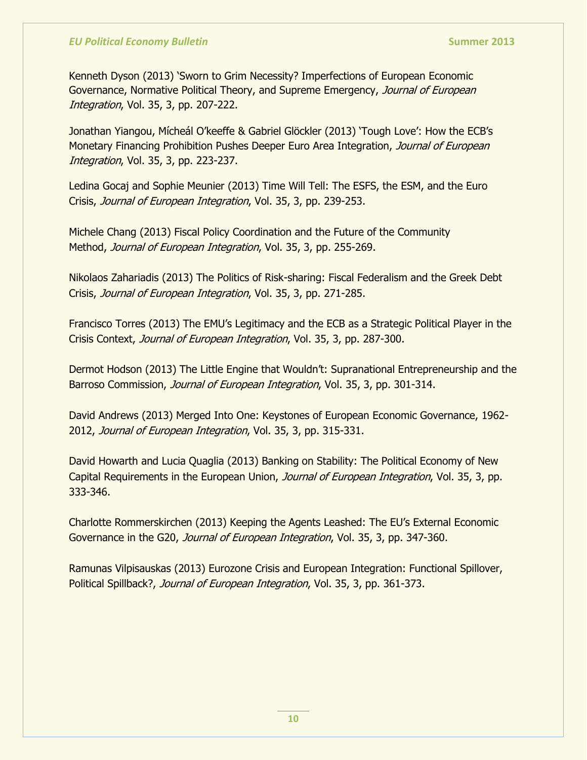Kenneth Dyson (2013) 'Sworn to Grim Necessity? Imperfections of European Economic Governance, Normative Political Theory, and Supreme Emergency, *Journal of European Integration*, Vol. 35, 3, pp. 207-222.

Jonathan Yiangou, Mícheál O'keeffe & Gabriel Glöckler (2013) 'Tough Love': How the ECB's Monetary Financing Prohibition Pushes Deeper Euro Area Integration, *Journal of European Integration*, Vol. 35, 3, pp. 223-237.

Ledina Gocaj and Sophie Meunier (2013) Time Will Tell: The ESFS, the ESM, and the Euro Crisis, *Journal of European Integration*, Vol. 35, 3, pp. 239-253.

Michele Chang (2013) Fiscal Policy Coordination and the Future of the Community Method, *Journal of European Integration*, Vol. 35, 3, pp. 255-269.

Nikolaos Zahariadis (2013) The Politics of Risk-sharing: Fiscal Federalism and the Greek Debt Crisis, *Journal of European Integration*, Vol. 35, 3, pp. 271-285.

Francisco Torres (2013) The EMU's Legitimacy and the ECB as a Strategic Political Player in the Crisis Context, *Journal of European Integration*, Vol. 35, 3, pp. 287-300.

Dermot Hodson (2013) The Little Engine that Wouldn't: Supranational Entrepreneurship and the Barroso Commission, *Journal of European Integration*, Vol. 35, 3, pp. 301-314.

David Andrews (2013) Merged Into One: Keystones of European Economic Governance, 1962-2012, *Journal of European Integration*, Vol. 35, 3, pp. 315-331.

David Howarth and Lucia Quaglia (2013) Banking on Stability: The Political Economy of New Capital Requirements in the European Union, *Journal of European Integration*, Vol. 35, 3, pp. 333-346.

Charlotte Rommerskirchen (2013) Keeping the Agents Leashed: The EU's External Economic Governance in the G20, *Journal of European Integration*, Vol. 35, 3, pp. 347-360.

Ramunas Vilpisauskas (2013) Eurozone Crisis and European Integration: Functional Spillover, Political Spillback?, *Journal of European Integration*, Vol. 35, 3, pp. 361-373.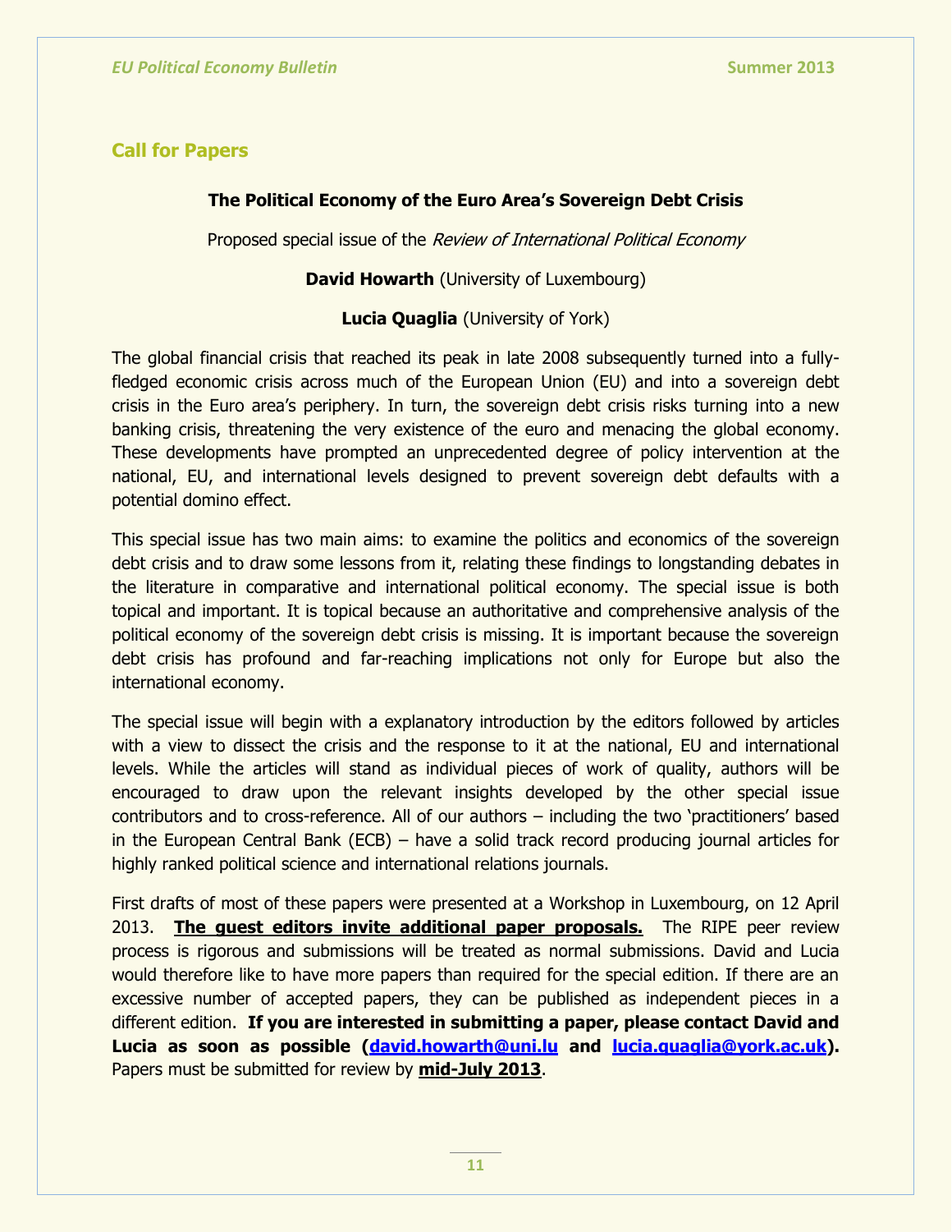## Call for Papers

**The Political Economy of the Euro Area's Sovereign Debt Crisis**

Proposed special issue of the *Review of International Political Economy*

**David Howarth** (University of Luxembourg)

**Lucia Quaglia** (University of York)

The global financial crisis that reached its peak in late 2008 subsequently turned into a fully-fledged economic crisis across much of the European Union (EU) and into a sovereign debt crisis in the Euro area's periphery. In turn, the sovereign debt crisis risks turning into a new banking crisis, threatening the very existence of the euro and menacing the global economy. These developments have prompted an unprecedented degree of policy intervention at the national, EU, and international levels designed to prevent sovereign debt defaults with a potential domino effect.

This special issue has two main aims: to examine the politics and economics of the sovereign debt crisis and to draw some lessons from it, relating these findings to longstanding debates in the literature in comparative and international political economy. The special issue is both topical and important. It is topical because an authoritative and comprehensive analysis of the political economy of the sovereign debt crisis is missing. It is important because the sovereign debt crisis has profound and far-reaching implications not only for Europe but also the international economy.

The special issue will begin with a explanatory introduction by the editors followed by articles with a view to dissect the crisis and the response to it at the national, EU and international levels. While the articles will stand as individual pieces of work of quality, authors will be encouraged to draw upon the relevant insights developed by the other special issue contributors and to cross-reference. All of our authors – including the two 'practitioners' based in the European Central Bank (ECB) – have a solid track record producing journal articles for highly ranked political science and international relations journals.

First drafts of most of these papers were presented at a Workshop in Luxembourg, on 12 April 2013. **The guest editors invite additional paper proposals.** The RIPE peer review process is rigorous and submissions will be treated as normal submissions. David and Lucia would therefore like to have more papers than required for the special edition. If there are an excessive number of accepted papers, they can be published as independent pieces in a different edition. **If you are interested in submitting a paper, please contact David and Lucia as soon as possible (david.howarth@uni.lu and lucia.quaglia@york.ac.uk).** Papers must be submitted for review by **mid-July 2013**.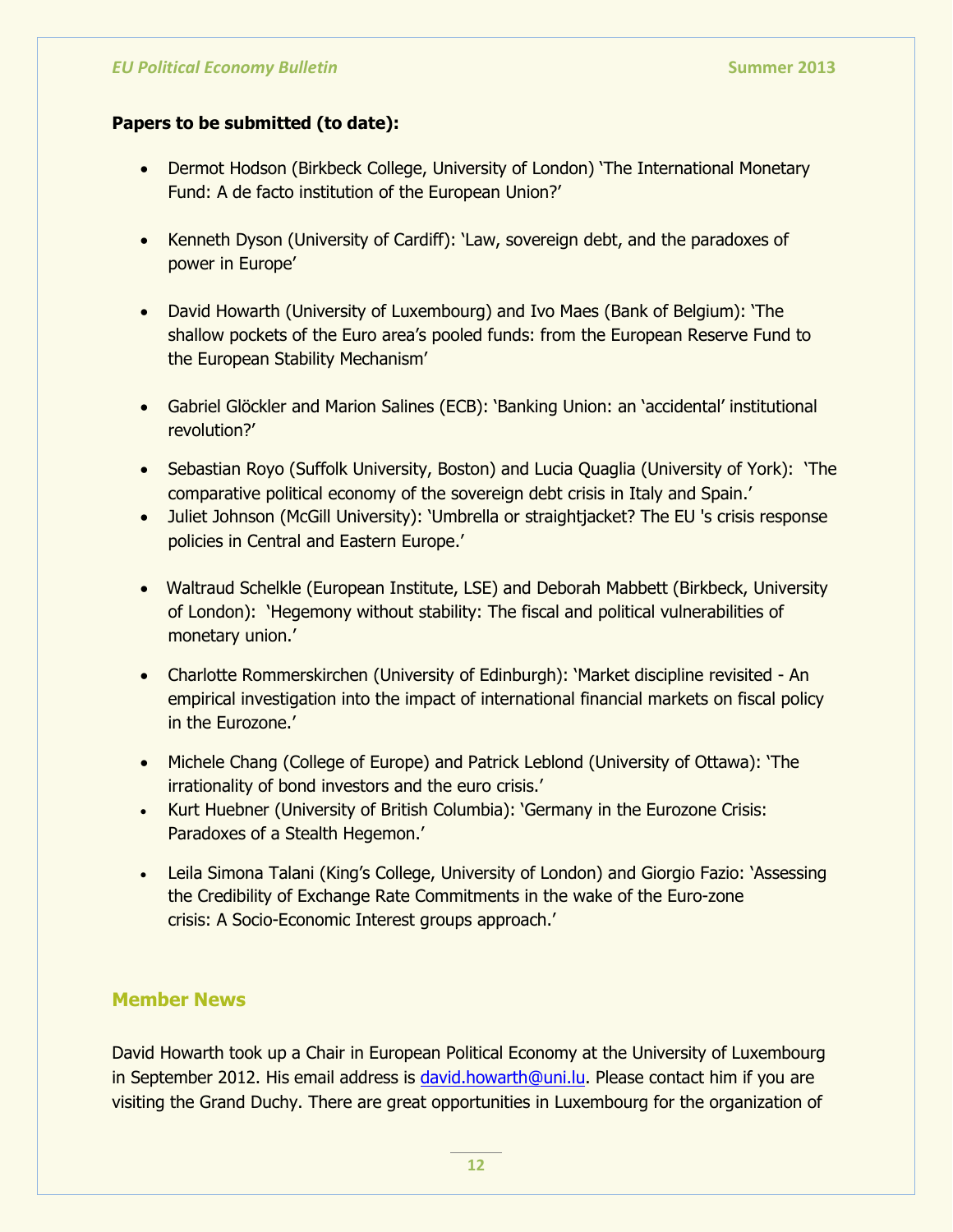**Papers to be submitted (to date):**

- Dermot Hodson (Birkbeck College, University of London) 'The International Monetary Fund: A de facto institution of the European Union?'

- Kenneth Dyson (University of Cardiff): 'Law, sovereign debt, and the paradoxes of power in Europe'

- David Howarth (University of Luxembourg) and Ivo Maes (Bank of Belgium): 'The shallow pockets of the Euro area's pooled funds: from the European Reserve Fund to the European Stability Mechanism'

- Gabriel Glöckler and Marion Salines (ECB): 'Banking Union: an 'accidental' institutional revolution?'

- Sebastian Royo (Suffolk University, Boston) and Lucia Quaglia (University of York): 'The comparative political economy of the sovereign debt crisis in Italy and Spain.'
- Juliet Johnson (McGill University): 'Umbrella or straightjacket? The EU 's crisis response policies in Central and Eastern Europe.'

- Waltraud Schelkle (European Institute, LSE) and Deborah Mabbett (Birkbeck, University of London): 'Hegemony without stability: The fiscal and political vulnerabilities of monetary union.'

- Charlotte Rommerskirchen (University of Edinburgh): 'Market discipline revisited - An empirical investigation into the impact of international financial markets on fiscal policy in the Eurozone.'

- Michele Chang (College of Europe) and Patrick Leblond (University of Ottawa): 'The irrationality of bond investors and the euro crisis.'
- Kurt Huebner (University of British Columbia): 'Germany in the Eurozone Crisis: Paradoxes of a Stealth Hegemon.'

- Leila Simona Talani (King's College, University of London) and Giorgio Fazio: 'Assessing the Credibility of Exchange Rate Commitments in the wake of the Euro-zone crisis: A Socio-Economic Interest groups approach.'

## Member News

David Howarth took up a Chair in European Political Economy at the University of Luxembourg in September 2012. His email address is david.howarth@uni.lu. Please contact him if you are visiting the Grand Duchy. There are great opportunities in Luxembourg for the organization of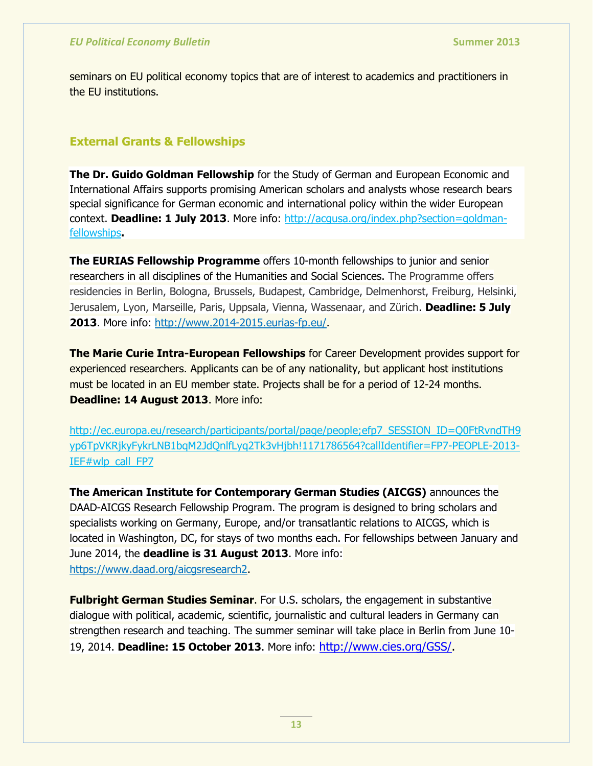seminars on EU political economy topics that are of interest to academics and practitioners in the EU institutions.

## External Grants & Fellowships

**The Dr. Guido Goldman Fellowship** for the Study of German and European Economic and International Affairs supports promising American scholars and analysts whose research bears special significance for German economic and international policy within the wider European context. **Deadline: 1 July 2013**. More info: http://acgusa.org/index.php?section=goldman-fellowships**.**

**The EURIAS Fellowship Programme** offers 10-month fellowships to junior and senior researchers in all disciplines of the Humanities and Social Sciences. The Programme offers residencies in Berlin, Bologna, Brussels, Budapest, Cambridge, Delmenhorst, Freiburg, Helsinki, Jerusalem, Lyon, Marseille, Paris, Uppsala, Vienna, Wassenaar, and Zürich. **Deadline: 5 July 2013**. More info: http://www.2014-2015.eurias-fp.eu/.

**The Marie Curie Intra-European Fellowships** for Career Development provides support for experienced researchers. Applicants can be of any nationality, but applicant host institutions must be located in an EU member state. Projects shall be for a period of 12-24 months. **Deadline: 14 August 2013**. More info:

http://ec.europa.eu/research/participants/portal/page/people;efp7_SESSION_ID=Q0FtRvndTH9yp6TpVKRjkyFykrLNB1bqM2JdQnlfLyq2Tk3vHjbh!1171786564?callIdentifier=FP7-PEOPLE-2013-IEF#wlp_call_FP7

**The American Institute for Contemporary German Studies (AICGS)** announces the DAAD-AICGS Research Fellowship Program. The program is designed to bring scholars and specialists working on Germany, Europe, and/or transatlantic relations to AICGS, which is located in Washington, DC, for stays of two months each. For fellowships between January and June 2014, the **deadline is 31 August 2013**. More info: https://www.daad.org/aicgsresearch2.

**Fulbright German Studies Seminar**. For U.S. scholars, the engagement in substantive dialogue with political, academic, scientific, journalistic and cultural leaders in Germany can strengthen research and teaching. The summer seminar will take place in Berlin from June 10-19, 2014. **Deadline: 15 October 2013**. More info: http://www.cies.org/GSS/.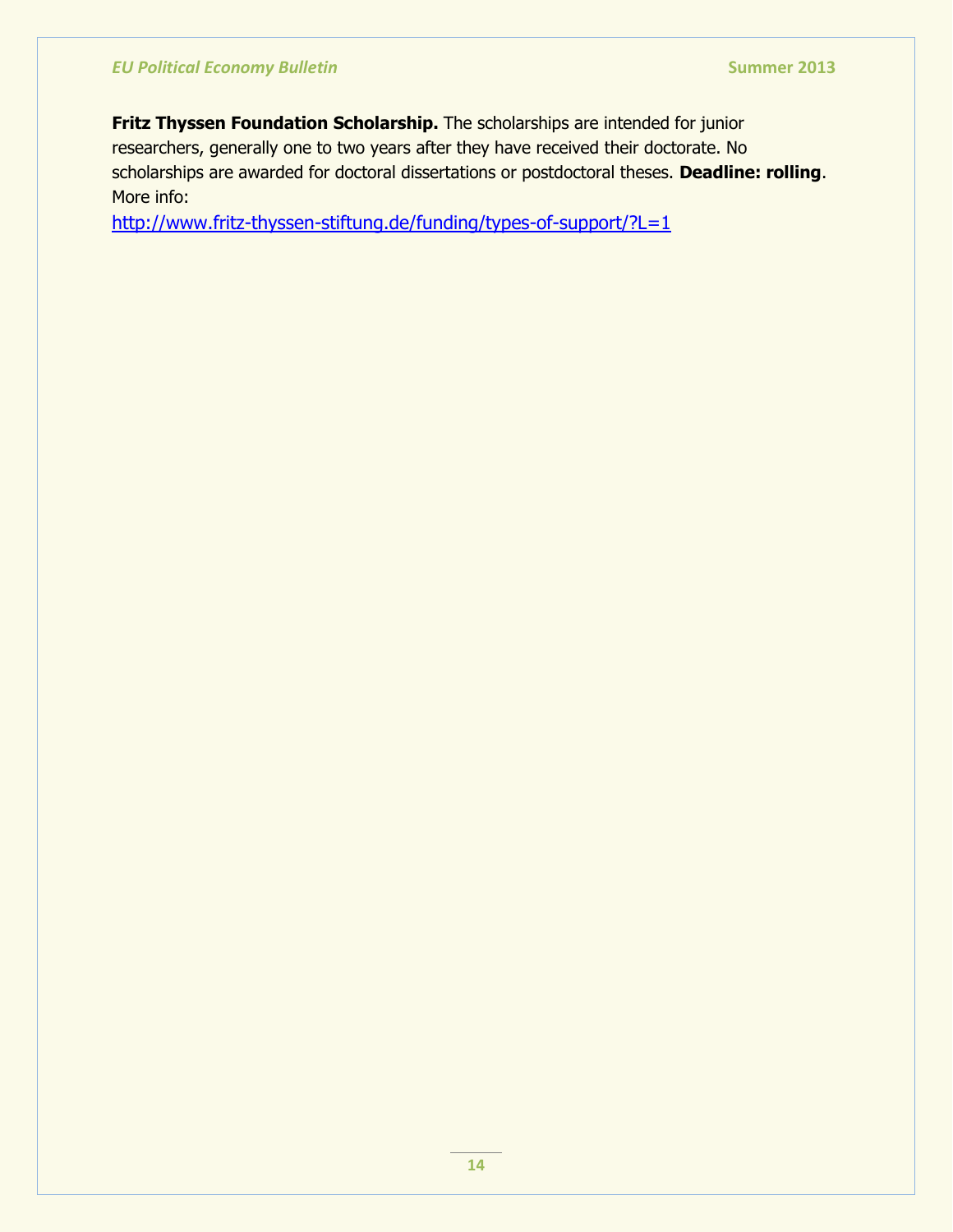**Fritz Thyssen Foundation Scholarship.** The scholarships are intended for junior researchers, generally one to two years after they have received their doctorate. No scholarships are awarded for doctoral dissertations or postdoctoral theses. **Deadline: rolling**. More info:
http://www.fritz-thyssen-stiftung.de/funding/types-of-support/?L=1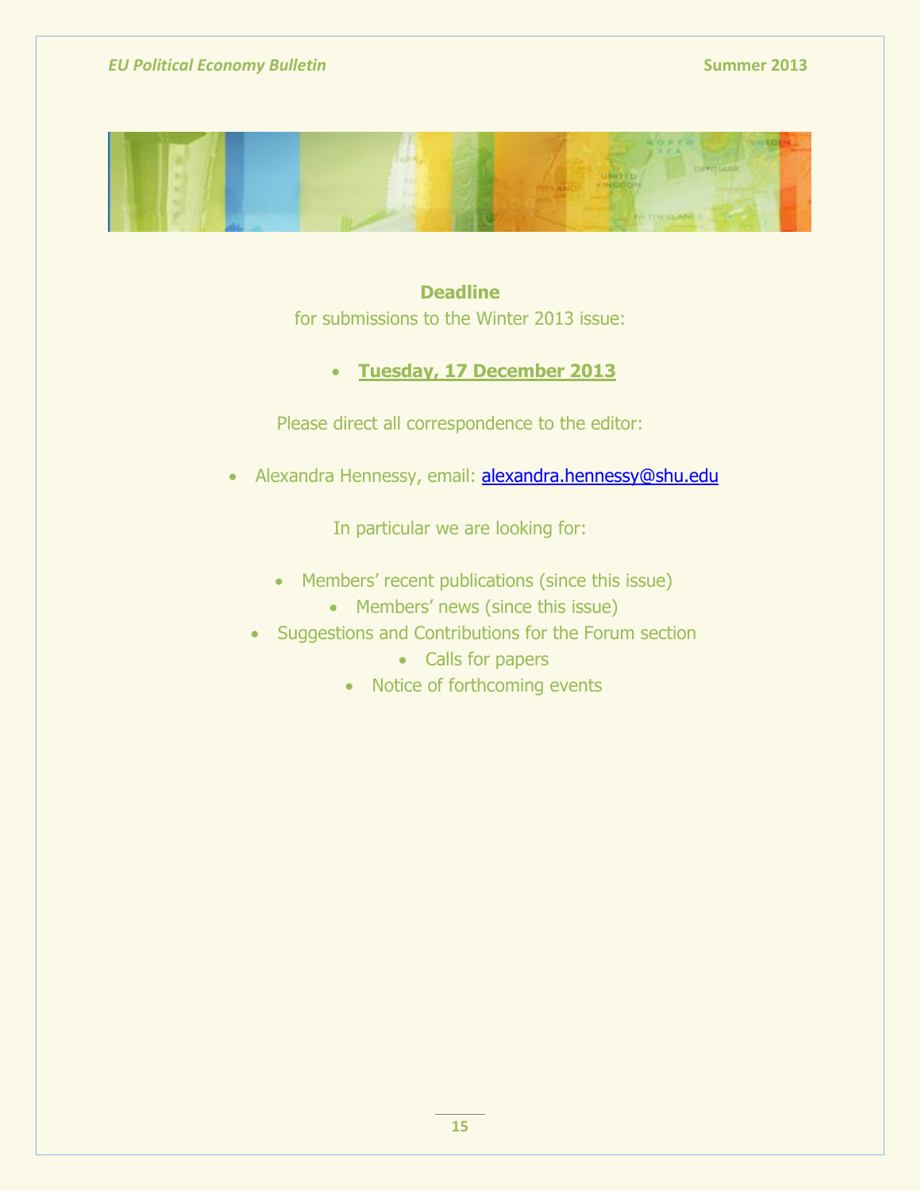**Deadline**

for submissions to the Winter 2013 issue:

- **Tuesday, 17 December 2013**

Please direct all correspondence to the editor:

- Alexandra Hennessy, email: alexandra.hennessy@shu.edu

In particular we are looking for:

- Members' recent publications (since this issue)
- Members' news (since this issue)
- Suggestions and Contributions for the Forum section
- Calls for papers
- Notice of forthcoming events